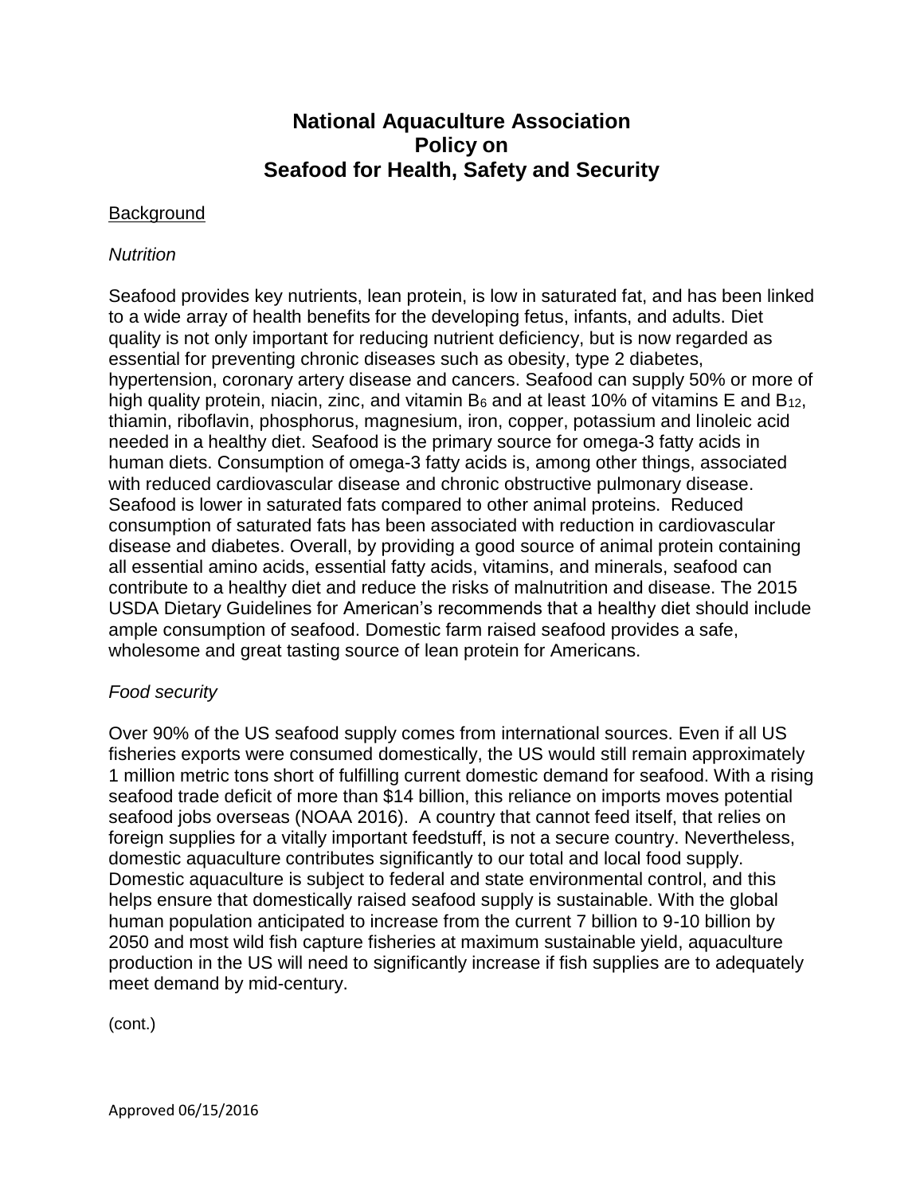# National Aquaculture Association Policy on Seafood for Health, Safety and Security

## Background

### *Nutrition*

Seafood provides key nutrients, lean protein, is low in saturated fat, and has been linked to a wide array of health benefits for the developing fetus, infants, and adults. Diet quality is not only important for reducing nutrient deficiency, but is now regarded as essential for preventing chronic diseases such as obesity, type 2 diabetes, hypertension, coronary artery disease and cancers. Seafood can supply 50% or more of high quality protein, niacin, zinc, and vitamin $B_6$ and at least 10% of vitamins E and $B_{12}$, thiamin, riboflavin, phosphorus, magnesium, iron, copper, potassium and linoleic acid needed in a healthy diet. Seafood is the primary source for omega-3 fatty acids in human diets. Consumption of omega-3 fatty acids is, among other things, associated with reduced cardiovascular disease and chronic obstructive pulmonary disease. Seafood is lower in saturated fats compared to other animal proteins. Reduced consumption of saturated fats has been associated with reduction in cardiovascular disease and diabetes. Overall, by providing a good source of animal protein containing all essential amino acids, essential fatty acids, vitamins, and minerals, seafood can contribute to a healthy diet and reduce the risks of malnutrition and disease. The 2015 USDA Dietary Guidelines for American's recommends that a healthy diet should include ample consumption of seafood. Domestic farm raised seafood provides a safe, wholesome and great tasting source of lean protein for Americans.

### *Food security*

Over 90% of the US seafood supply comes from international sources. Even if all US fisheries exports were consumed domestically, the US would still remain approximately 1 million metric tons short of fulfilling current domestic demand for seafood. With a rising seafood trade deficit of more than $14 billion, this reliance on imports moves potential seafood jobs overseas (NOAA 2016). A country that cannot feed itself, that relies on foreign supplies for a vitally important feedstuff, is not a secure country. Nevertheless, domestic aquaculture contributes significantly to our total and local food supply. Domestic aquaculture is subject to federal and state environmental control, and this helps ensure that domestically raised seafood supply is sustainable. With the global human population anticipated to increase from the current 7 billion to 9-10 billion by 2050 and most wild fish capture fisheries at maximum sustainable yield, aquaculture production in the US will need to significantly increase if fish supplies are to adequately meet demand by mid-century.

(cont.)

Approved 06/15/2016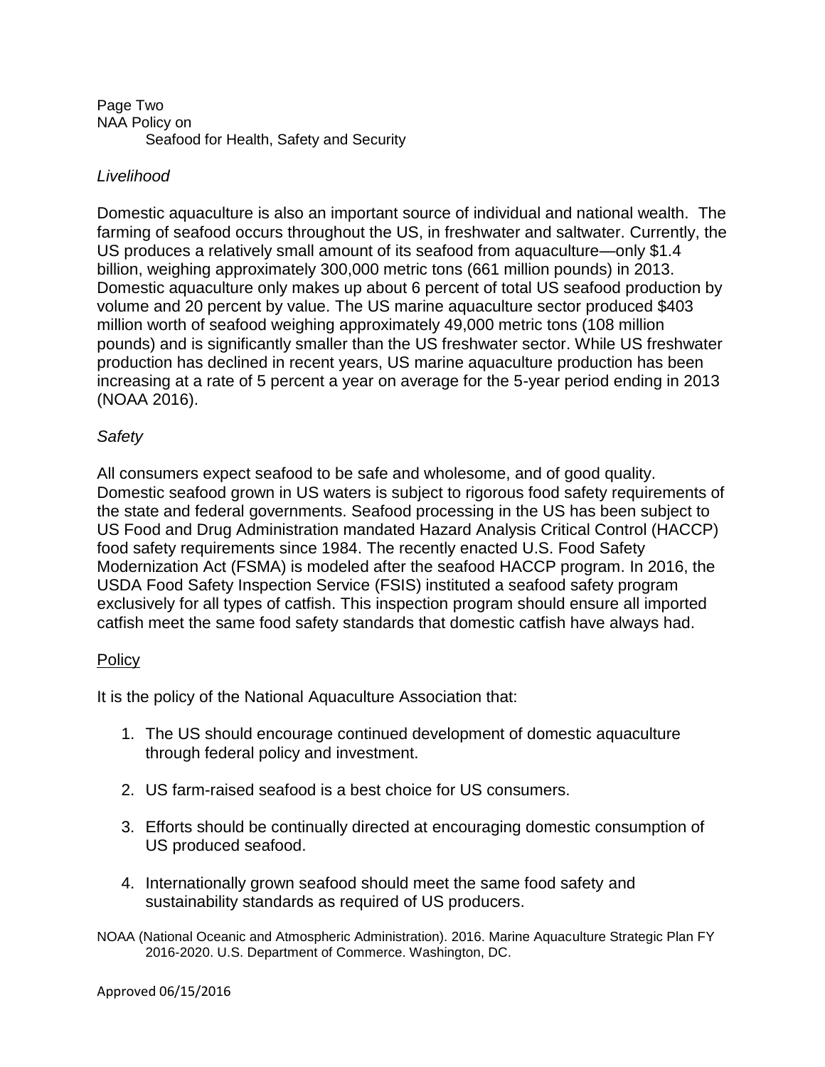*Livelihood*

Domestic aquaculture is also an important source of individual and national wealth. The farming of seafood occurs throughout the US, in freshwater and saltwater. Currently, the US produces a relatively small amount of its seafood from aquaculture—only $1.4 billion, weighing approximately 300,000 metric tons (661 million pounds) in 2013. Domestic aquaculture only makes up about 6 percent of total US seafood production by volume and 20 percent by value. The US marine aquaculture sector produced $403 million worth of seafood weighing approximately 49,000 metric tons (108 million pounds) and is significantly smaller than the US freshwater sector. While US freshwater production has declined in recent years, US marine aquaculture production has been increasing at a rate of 5 percent a year on average for the 5-year period ending in 2013 (NOAA 2016).

*Safety*

All consumers expect seafood to be safe and wholesome, and of good quality. Domestic seafood grown in US waters is subject to rigorous food safety requirements of the state and federal governments. Seafood processing in the US has been subject to US Food and Drug Administration mandated Hazard Analysis Critical Control (HACCP) food safety requirements since 1984. The recently enacted U.S. Food Safety Modernization Act (FSMA) is modeled after the seafood HACCP program. In 2016, the USDA Food Safety Inspection Service (FSIS) instituted a seafood safety program exclusively for all types of catfish. This inspection program should ensure all imported catfish meet the same food safety standards that domestic catfish have always had.

<u>Policy</u>

It is the policy of the National Aquaculture Association that:

1. The US should encourage continued development of domestic aquaculture through federal policy and investment.

2. US farm-raised seafood is a best choice for US consumers.

3. Efforts should be continually directed at encouraging domestic consumption of US produced seafood.

4. Internationally grown seafood should meet the same food safety and sustainability standards as required of US producers.

NOAA (National Oceanic and Atmospheric Administration). 2016. Marine Aquaculture Strategic Plan FY 2016-2020. U.S. Department of Commerce. Washington, DC.

Approved 06/15/2016